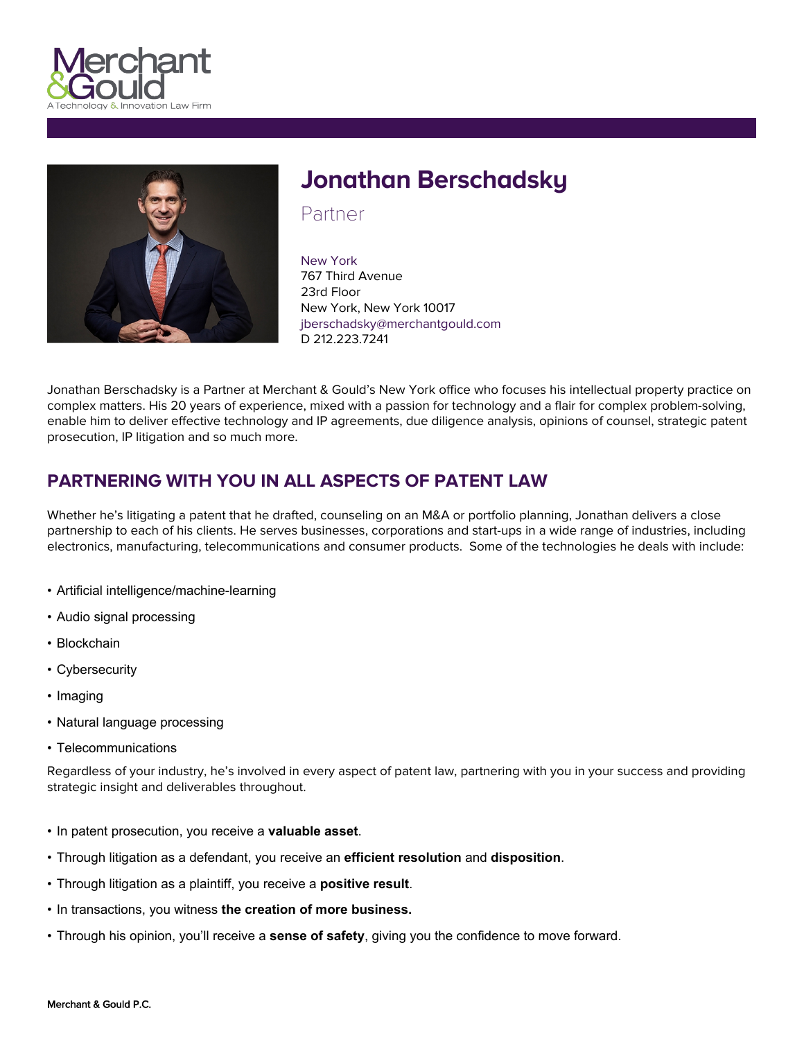# Jonathan Berschadsky

Partner

New York
767 Third Avenue
23rd Floor
New York, New York 10017
jberschadsky@merchantgould.com
D 212.223.7241

Jonathan Berschadsky is a Partner at Merchant & Gould's New York office who focuses his intellectual property practice on complex matters. His 20 years of experience, mixed with a passion for technology and a flair for complex problem-solving, enable him to deliver effective technology and IP agreements, due diligence analysis, opinions of counsel, strategic patent prosecution, IP litigation and so much more.

## PARTNERING WITH YOU IN ALL ASPECTS OF PATENT LAW

Whether he's litigating a patent that he drafted, counseling on an M&A or portfolio planning, Jonathan delivers a close partnership to each of his clients. He serves businesses, corporations and start-ups in a wide range of industries, including electronics, manufacturing, telecommunications and consumer products. Some of the technologies he deals with include:

- Artificial intelligence/machine-learning
- Audio signal processing
- Blockchain
- Cybersecurity
- Imaging
- Natural language processing
- Telecommunications

Regardless of your industry, he's involved in every aspect of patent law, partnering with you in your success and providing strategic insight and deliverables throughout.

- In patent prosecution, you receive a **valuable asset**.
- Through litigation as a defendant, you receive an **efficient resolution** and **disposition**.
- Through litigation as a plaintiff, you receive a **positive result**.
- In transactions, you witness **the creation of more business.**
- Through his opinion, you'll receive a **sense of safety**, giving you the confidence to move forward.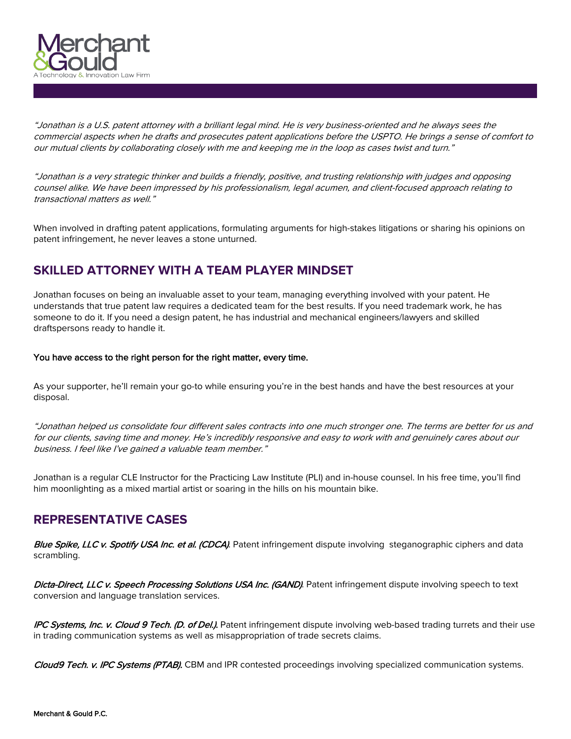*"Jonathan is a U.S. patent attorney with a brilliant legal mind. He is very business-oriented and he always sees the commercial aspects when he drafts and prosecutes patent applications before the USPTO. He brings a sense of comfort to our mutual clients by collaborating closely with me and keeping me in the loop as cases twist and turn."*

*"Jonathan is a very strategic thinker and builds a friendly, positive, and trusting relationship with judges and opposing counsel alike. We have been impressed by his professionalism, legal acumen, and client-focused approach relating to transactional matters as well."*

When involved in drafting patent applications, formulating arguments for high-stakes litigations or sharing his opinions on patent infringement, he never leaves a stone unturned.

## SKILLED ATTORNEY WITH A TEAM PLAYER MINDSET

Jonathan focuses on being an invaluable asset to your team, managing everything involved with your patent. He understands that true patent law requires a dedicated team for the best results. If you need trademark work, he has someone to do it. If you need a design patent, he has industrial and mechanical engineers/lawyers and skilled draftspersons ready to handle it.

You have access to the right person for the right matter, every time.

As your supporter, he'll remain your go-to while ensuring you're in the best hands and have the best resources at your disposal.

*"Jonathan helped us consolidate four different sales contracts into one much stronger one. The terms are better for us and for our clients, saving time and money. He's incredibly responsive and easy to work with and genuinely cares about our business. I feel like I've gained a valuable team member."*

Jonathan is a regular CLE Instructor for the Practicing Law Institute (PLI) and in-house counsel. In his free time, you'll find him moonlighting as a mixed martial artist or soaring in the hills on his mountain bike.

## REPRESENTATIVE CASES

***Blue Spike, LLC v. Spotify USA Inc. et al. (CDCA)***. Patent infringement dispute involving steganographic ciphers and data scrambling.

***Dicta-Direct, LLC v. Speech Processing Solutions USA Inc. (GAND)***. Patent infringement dispute involving speech to text conversion and language translation services.

***IPC Systems, Inc. v. Cloud 9 Tech. (D. of Del.)***. Patent infringement dispute involving web-based trading turrets and their use in trading communication systems as well as misappropriation of trade secrets claims.

***Cloud9 Tech. v. IPC Systems (PTAB)***. CBM and IPR contested proceedings involving specialized communication systems.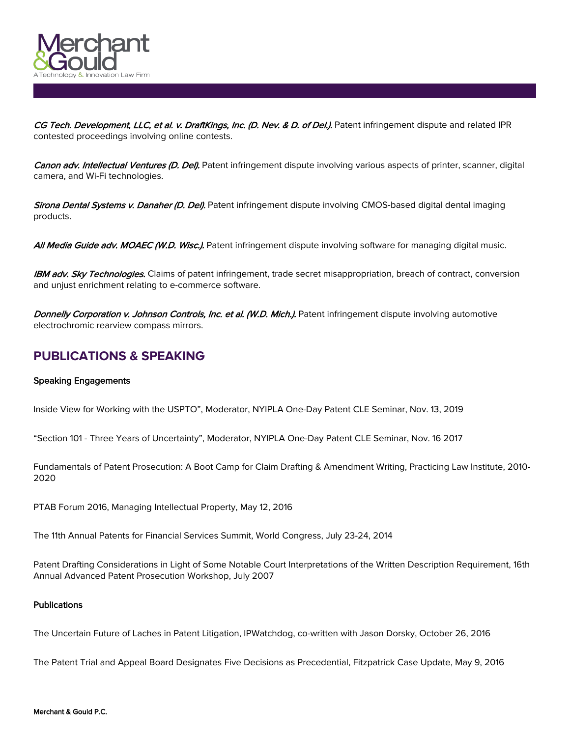*CG Tech. Development, LLC, et al. v. DraftKings, Inc. (D. Nev. & D. of Del.).* Patent infringement dispute and related IPR contested proceedings involving online contests.

*Canon adv. Intellectual Ventures (D. Del).* Patent infringement dispute involving various aspects of printer, scanner, digital camera, and Wi-Fi technologies.

*Sirona Dental Systems v. Danaher (D. Del).* Patent infringement dispute involving CMOS-based digital dental imaging products.

*All Media Guide adv. MOAEC (W.D. Wisc.).* Patent infringement dispute involving software for managing digital music.

*IBM adv. Sky Technologies.* Claims of patent infringement, trade secret misappropriation, breach of contract, conversion and unjust enrichment relating to e-commerce software.

*Donnelly Corporation v. Johnson Controls, Inc. et al. (W.D. Mich.).* Patent infringement dispute involving automotive electrochromic rearview compass mirrors.

## PUBLICATIONS & SPEAKING

### Speaking Engagements

Inside View for Working with the USPTO", Moderator, NYIPLA One-Day Patent CLE Seminar, Nov. 13, 2019

"Section 101 - Three Years of Uncertainty", Moderator, NYIPLA One-Day Patent CLE Seminar, Nov. 16 2017

Fundamentals of Patent Prosecution: A Boot Camp for Claim Drafting & Amendment Writing, Practicing Law Institute, 2010-2020

PTAB Forum 2016, Managing Intellectual Property, May 12, 2016

The 11th Annual Patents for Financial Services Summit, World Congress, July 23-24, 2014

Patent Drafting Considerations in Light of Some Notable Court Interpretations of the Written Description Requirement, 16th Annual Advanced Patent Prosecution Workshop, July 2007

### Publications

The Uncertain Future of Laches in Patent Litigation, IPWatchdog, co-written with Jason Dorsky, October 26, 2016

The Patent Trial and Appeal Board Designates Five Decisions as Precedential, Fitzpatrick Case Update, May 9, 2016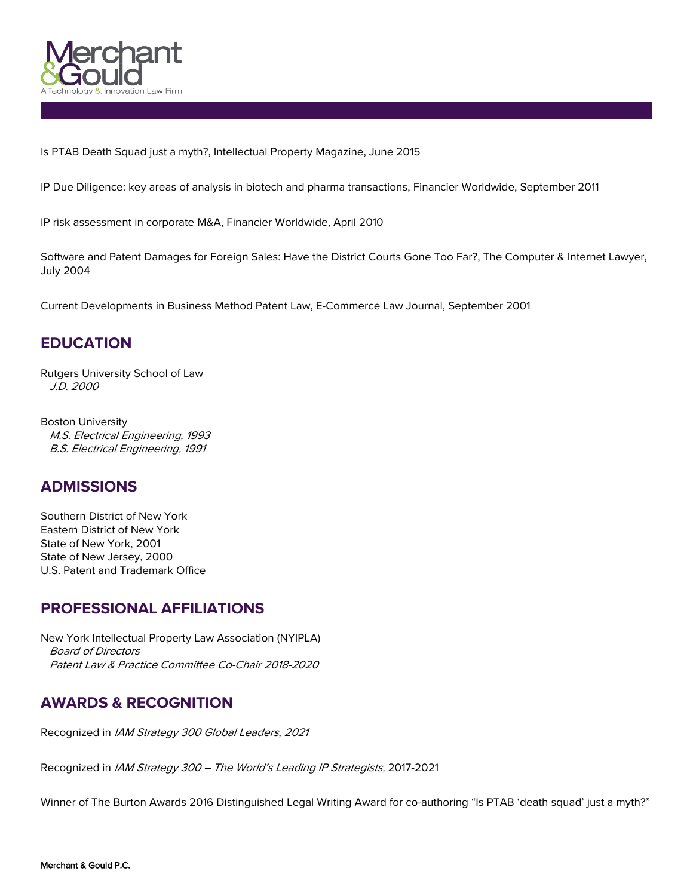Is PTAB Death Squad just a myth?, Intellectual Property Magazine, June 2015

IP Due Diligence: key areas of analysis in biotech and pharma transactions, Financier Worldwide, September 2011

IP risk assessment in corporate M&A, Financier Worldwide, April 2010

Software and Patent Damages for Foreign Sales: Have the District Courts Gone Too Far?, The Computer & Internet Lawyer, July 2004

Current Developments in Business Method Patent Law, E-Commerce Law Journal, September 2001

## EDUCATION

Rutgers University School of Law
*J.D. 2000*

Boston University
*M.S. Electrical Engineering, 1993*
*B.S. Electrical Engineering, 1991*

## ADMISSIONS

Southern District of New York
Eastern District of New York
State of New York, 2001
State of New Jersey, 2000
U.S. Patent and Trademark Office

## PROFESSIONAL AFFILIATIONS

New York Intellectual Property Law Association (NYIPLA)
*Board of Directors*
*Patent Law & Practice Committee Co-Chair 2018-2020*

## AWARDS & RECOGNITION

Recognized in *IAM Strategy 300 Global Leaders, 2021*

Recognized in *IAM Strategy 300 – The World's Leading IP Strategists,* 2017-2021

Winner of The Burton Awards 2016 Distinguished Legal Writing Award for co-authoring "Is PTAB 'death squad' just a myth?"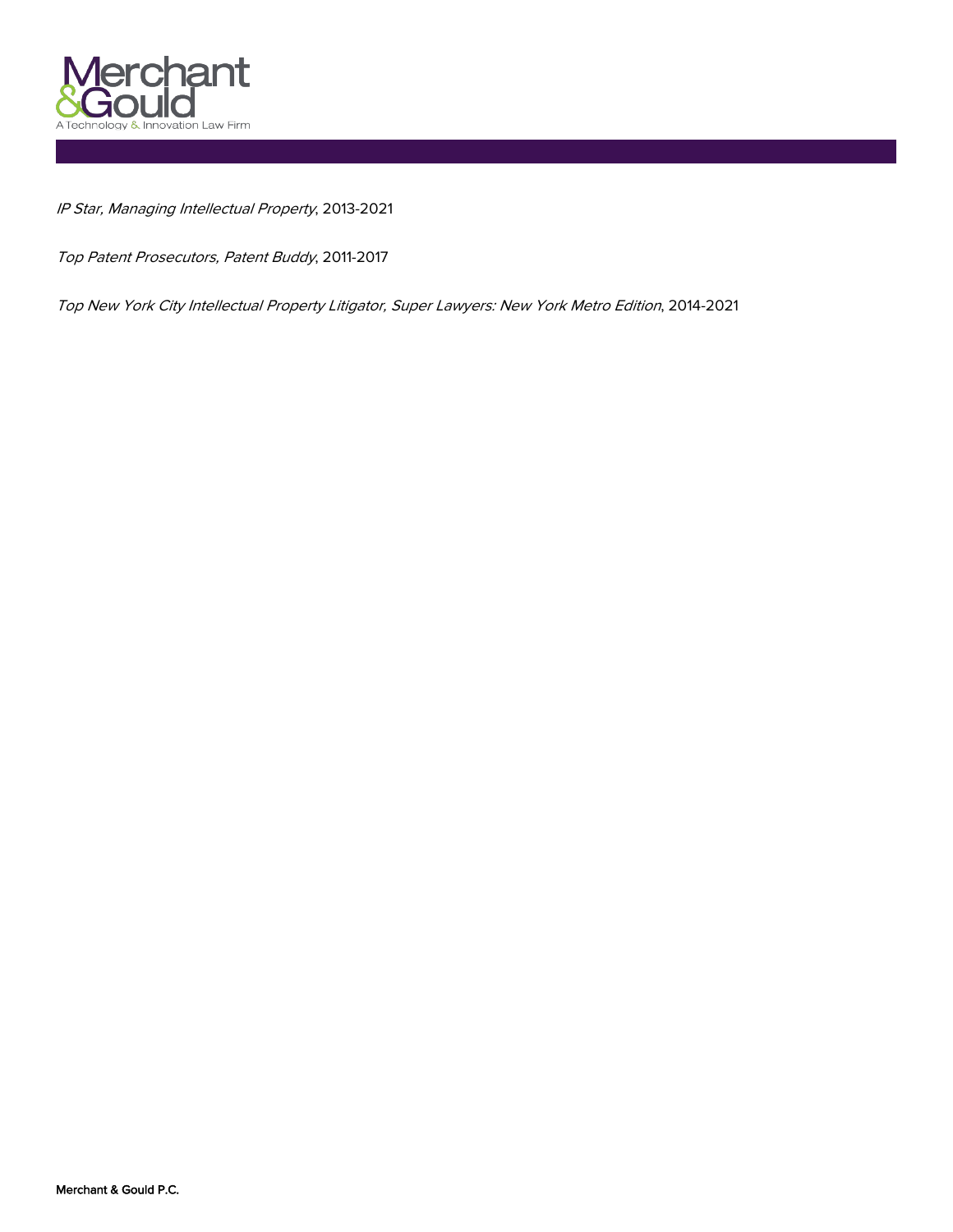*IP Star, Managing Intellectual Property*, 2013-2021

*Top Patent Prosecutors, Patent Buddy*, 2011-2017

*Top New York City Intellectual Property Litigator, Super Lawyers: New York Metro Edition*, 2014-2021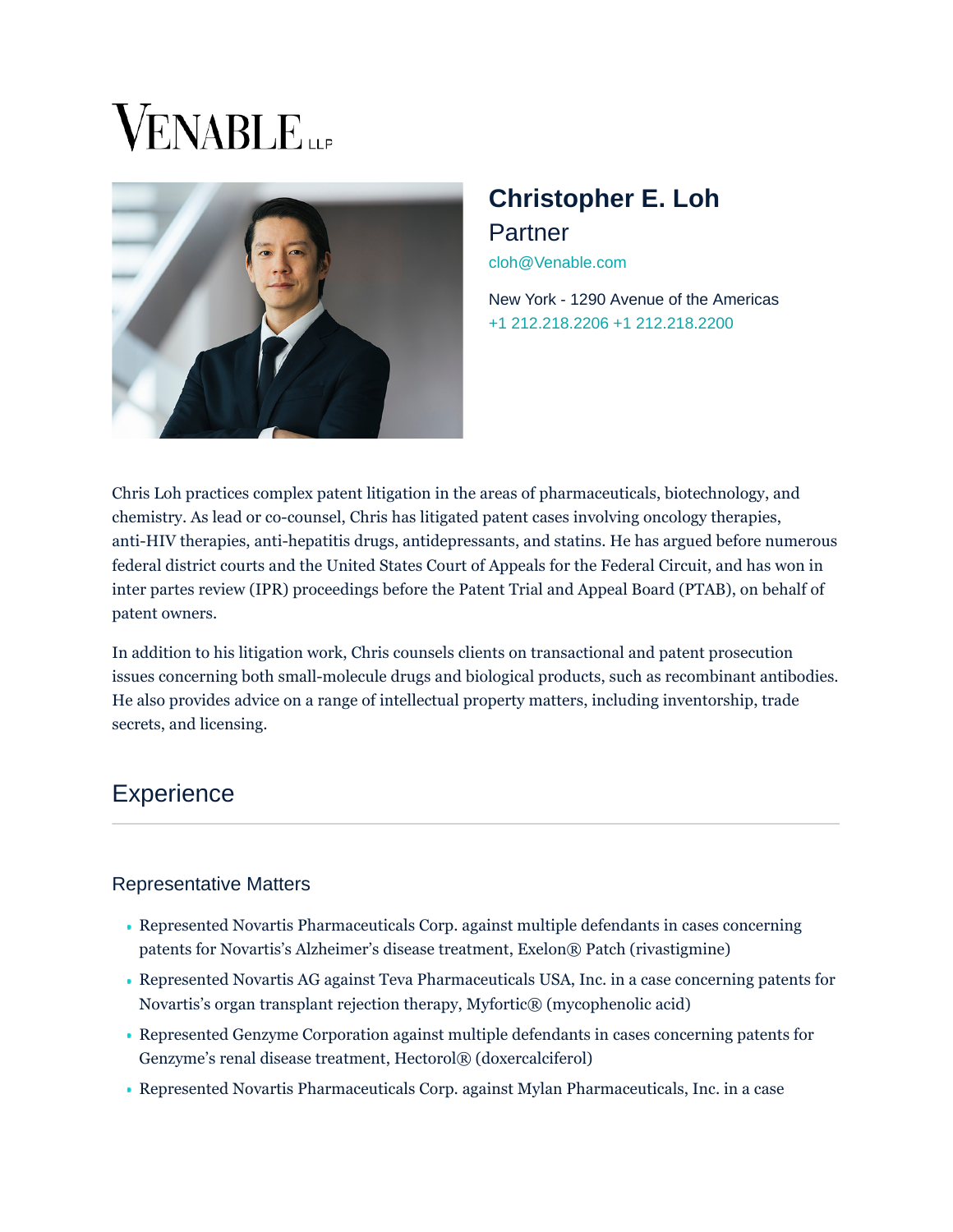VENABLE LLP

# Christopher E. Loh

Partner

cloh@Venable.com

New York - 1290 Avenue of the Americas
+1 212.218.2206 +1 212.218.2200

Chris Loh practices complex patent litigation in the areas of pharmaceuticals, biotechnology, and chemistry. As lead or co-counsel, Chris has litigated patent cases involving oncology therapies, anti-HIV therapies, anti-hepatitis drugs, antidepressants, and statins. He has argued before numerous federal district courts and the United States Court of Appeals for the Federal Circuit, and has won in inter partes review (IPR) proceedings before the Patent Trial and Appeal Board (PTAB), on behalf of patent owners.

In addition to his litigation work, Chris counsels clients on transactional and patent prosecution issues concerning both small-molecule drugs and biological products, such as recombinant antibodies. He also provides advice on a range of intellectual property matters, including inventorship, trade secrets, and licensing.

## Experience

### Representative Matters

- Represented Novartis Pharmaceuticals Corp. against multiple defendants in cases concerning patents for Novartis's Alzheimer's disease treatment, Exelon® Patch (rivastigmine)
- Represented Novartis AG against Teva Pharmaceuticals USA, Inc. in a case concerning patents for Novartis's organ transplant rejection therapy, Myfortic® (mycophenolic acid)
- Represented Genzyme Corporation against multiple defendants in cases concerning patents for Genzyme's renal disease treatment, Hectorol® (doxercalciferol)
- Represented Novartis Pharmaceuticals Corp. against Mylan Pharmaceuticals, Inc. in a case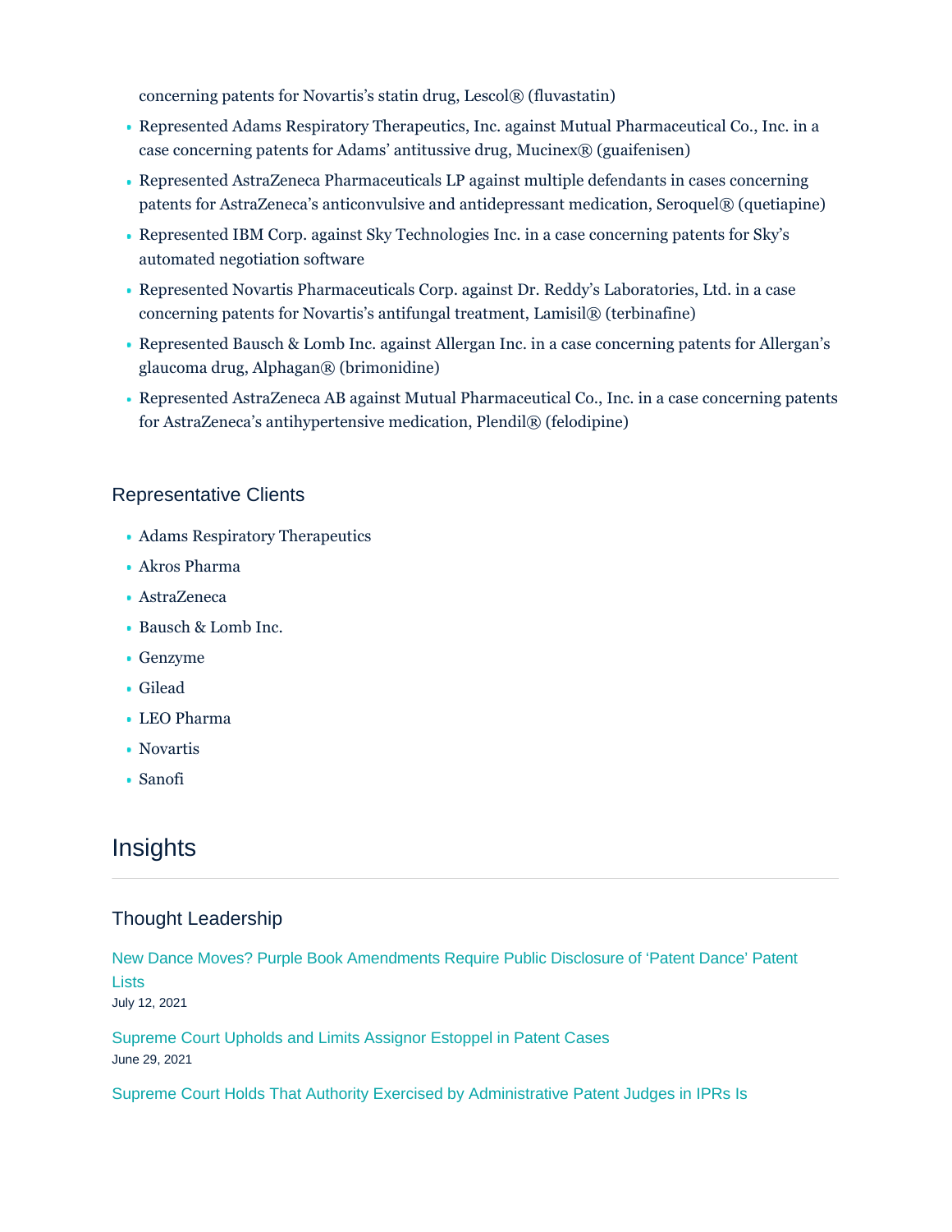concerning patents for Novartis's statin drug, Lescol® (fluvastatin)

- Represented Adams Respiratory Therapeutics, Inc. against Mutual Pharmaceutical Co., Inc. in a case concerning patents for Adams' antitussive drug, Mucinex® (guaifenisen)
- Represented AstraZeneca Pharmaceuticals LP against multiple defendants in cases concerning patents for AstraZeneca's anticonvulsive and antidepressant medication, Seroquel® (quetiapine)
- Represented IBM Corp. against Sky Technologies Inc. in a case concerning patents for Sky's automated negotiation software
- Represented Novartis Pharmaceuticals Corp. against Dr. Reddy's Laboratories, Ltd. in a case concerning patents for Novartis's antifungal treatment, Lamisil® (terbinafine)
- Represented Bausch & Lomb Inc. against Allergan Inc. in a case concerning patents for Allergan's glaucoma drug, Alphagan® (brimonidine)
- Represented AstraZeneca AB against Mutual Pharmaceutical Co., Inc. in a case concerning patents for AstraZeneca's antihypertensive medication, Plendil® (felodipine)

### Representative Clients

- Adams Respiratory Therapeutics
- Akros Pharma
- AstraZeneca
- Bausch & Lomb Inc.
- Genzyme
- Gilead
- LEO Pharma
- Novartis
- Sanofi

## Insights

### Thought Leadership

New Dance Moves? Purple Book Amendments Require Public Disclosure of 'Patent Dance' Patent Lists
July 12, 2021

Supreme Court Upholds and Limits Assignor Estoppel in Patent Cases
June 29, 2021

Supreme Court Holds That Authority Exercised by Administrative Patent Judges in IPRs Is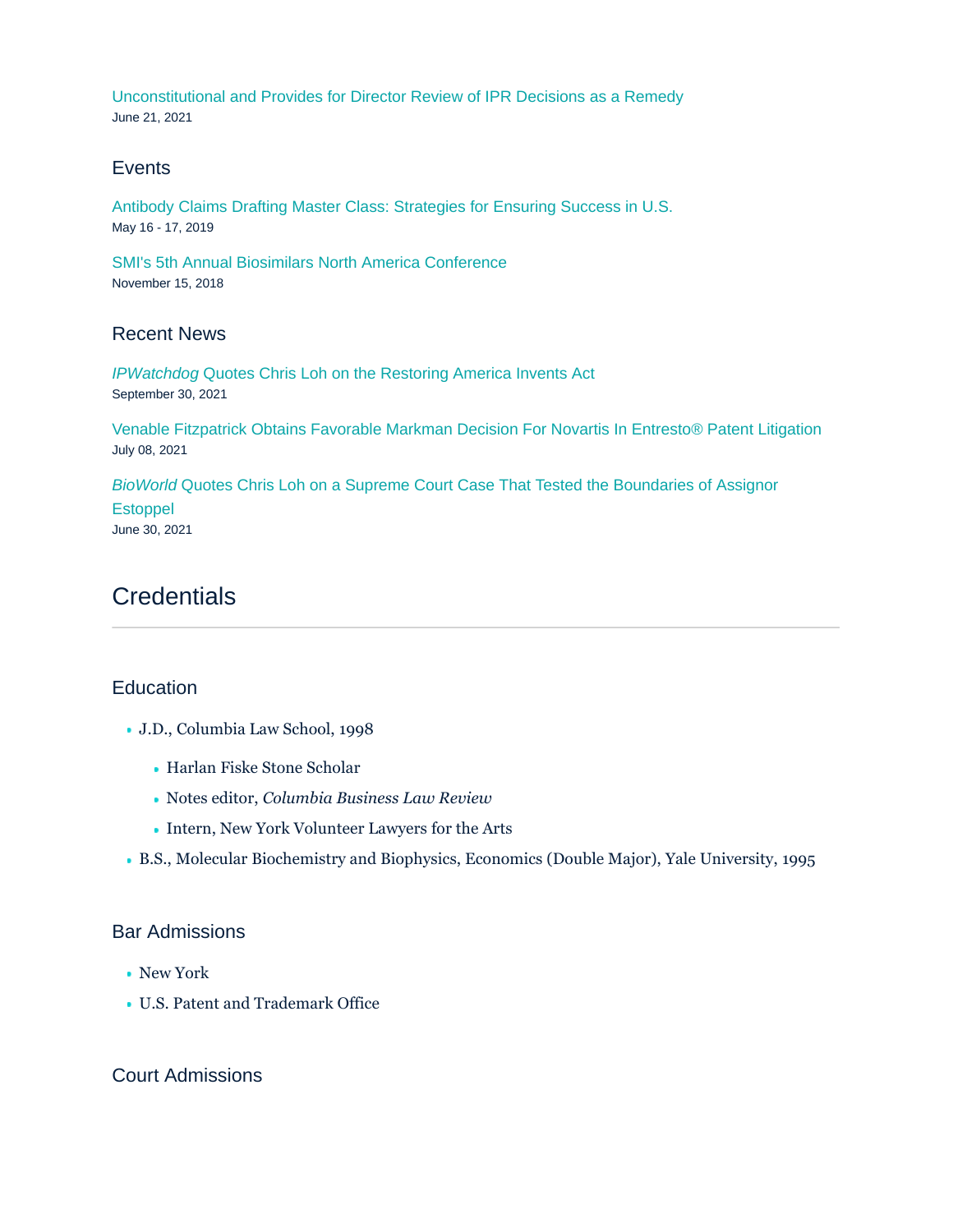Unconstitutional and Provides for Director Review of IPR Decisions as a Remedy
June 21, 2021

### Events

Antibody Claims Drafting Master Class: Strategies for Ensuring Success in U.S.
May 16 - 17, 2019

SMI's 5th Annual Biosimilars North America Conference
November 15, 2018

### Recent News

*IPWatchdog* Quotes Chris Loh on the Restoring America Invents Act
September 30, 2021

Venable Fitzpatrick Obtains Favorable Markman Decision For Novartis In Entresto® Patent Litigation
July 08, 2021

*BioWorld* Quotes Chris Loh on a Supreme Court Case That Tested the Boundaries of Assignor Estoppel
June 30, 2021

## Credentials

### Education

- J.D., Columbia Law School, 1998
  - Harlan Fiske Stone Scholar
  - Notes editor, *Columbia Business Law Review*
  - Intern, New York Volunteer Lawyers for the Arts
- B.S., Molecular Biochemistry and Biophysics, Economics (Double Major), Yale University, 1995

### Bar Admissions

- New York
- U.S. Patent and Trademark Office

### Court Admissions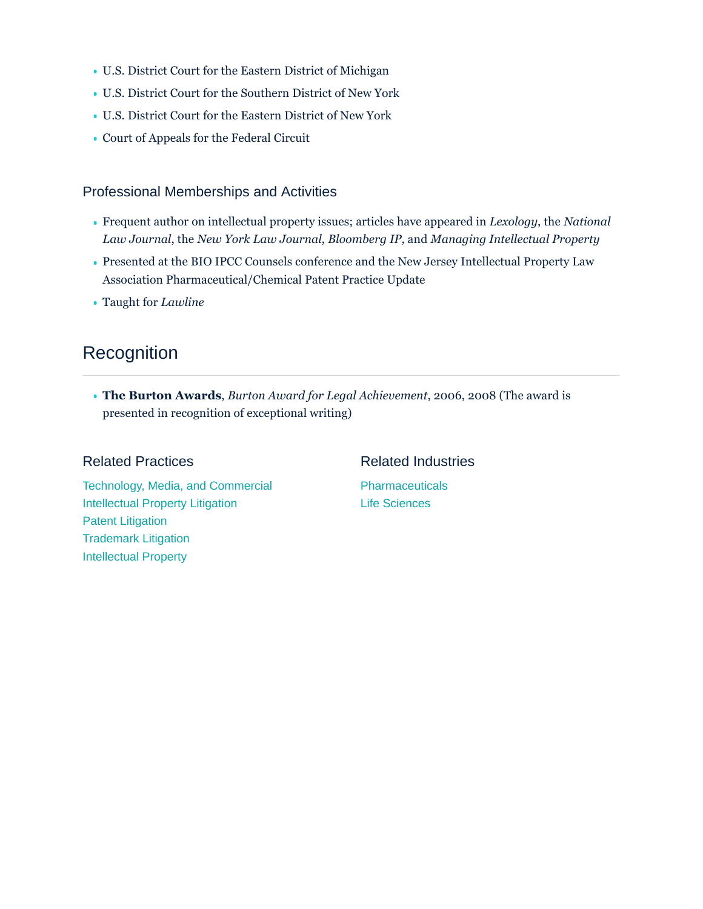- U.S. District Court for the Eastern District of Michigan
- U.S. District Court for the Southern District of New York
- U.S. District Court for the Eastern District of New York
- Court of Appeals for the Federal Circuit

### Professional Memberships and Activities

- Frequent author on intellectual property issues; articles have appeared in *Lexology*, the *National Law Journal*, the *New York Law Journal*, *Bloomberg IP*, and *Managing Intellectual Property*
- Presented at the BIO IPCC Counsels conference and the New Jersey Intellectual Property Law Association Pharmaceutical/Chemical Patent Practice Update
- Taught for *Lawline*

## Recognition

- **The Burton Awards**, *Burton Award for Legal Achievement*, 2006, 2008 (The award is presented in recognition of exceptional writing)

### Related Practices

Technology, Media, and Commercial
Intellectual Property Litigation
Patent Litigation
Trademark Litigation
Intellectual Property

### Related Industries

Pharmaceuticals
Life Sciences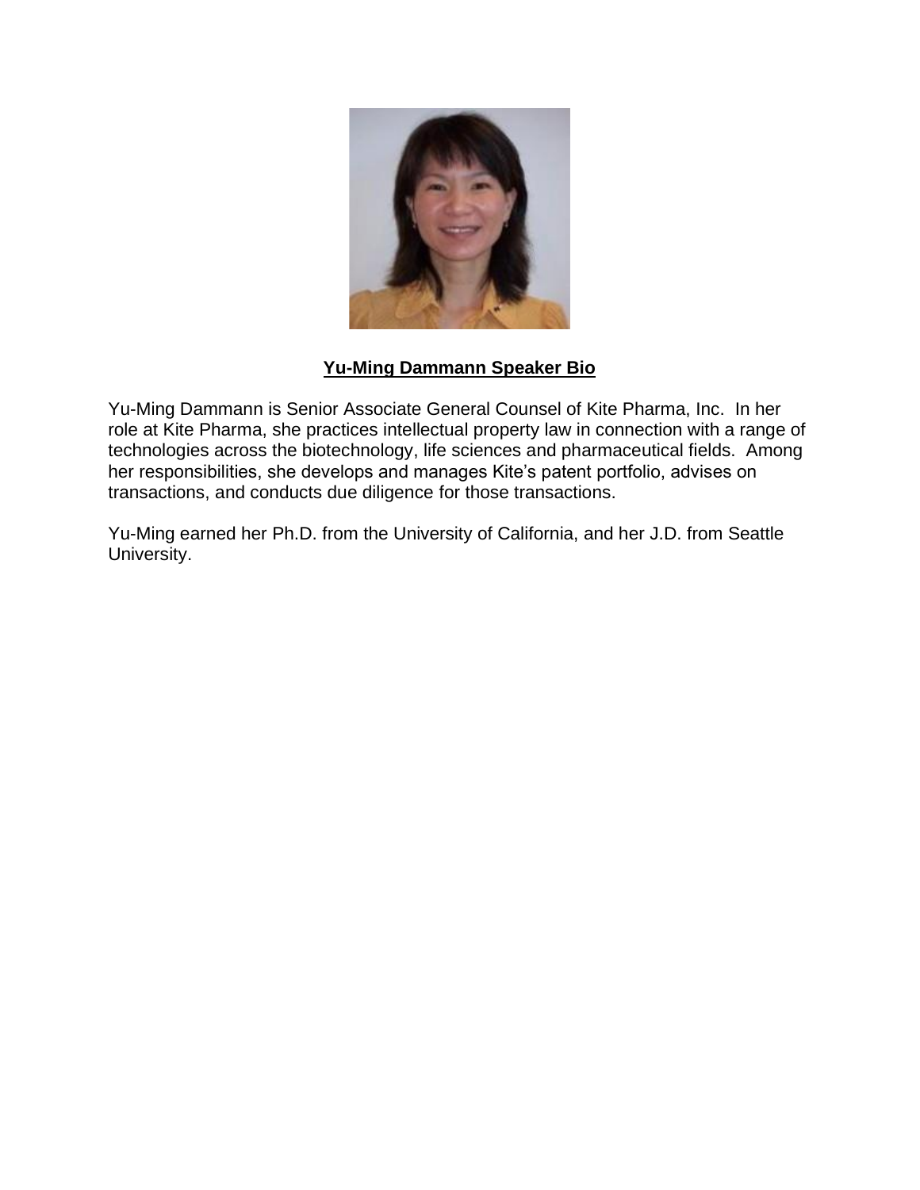**Yu-Ming Dammann Speaker Bio**

Yu-Ming Dammann is Senior Associate General Counsel of Kite Pharma, Inc. In her role at Kite Pharma, she practices intellectual property law in connection with a range of technologies across the biotechnology, life sciences and pharmaceutical fields. Among her responsibilities, she develops and manages Kite's patent portfolio, advises on transactions, and conducts due diligence for those transactions.

Yu-Ming earned her Ph.D. from the University of California, and her J.D. from Seattle University.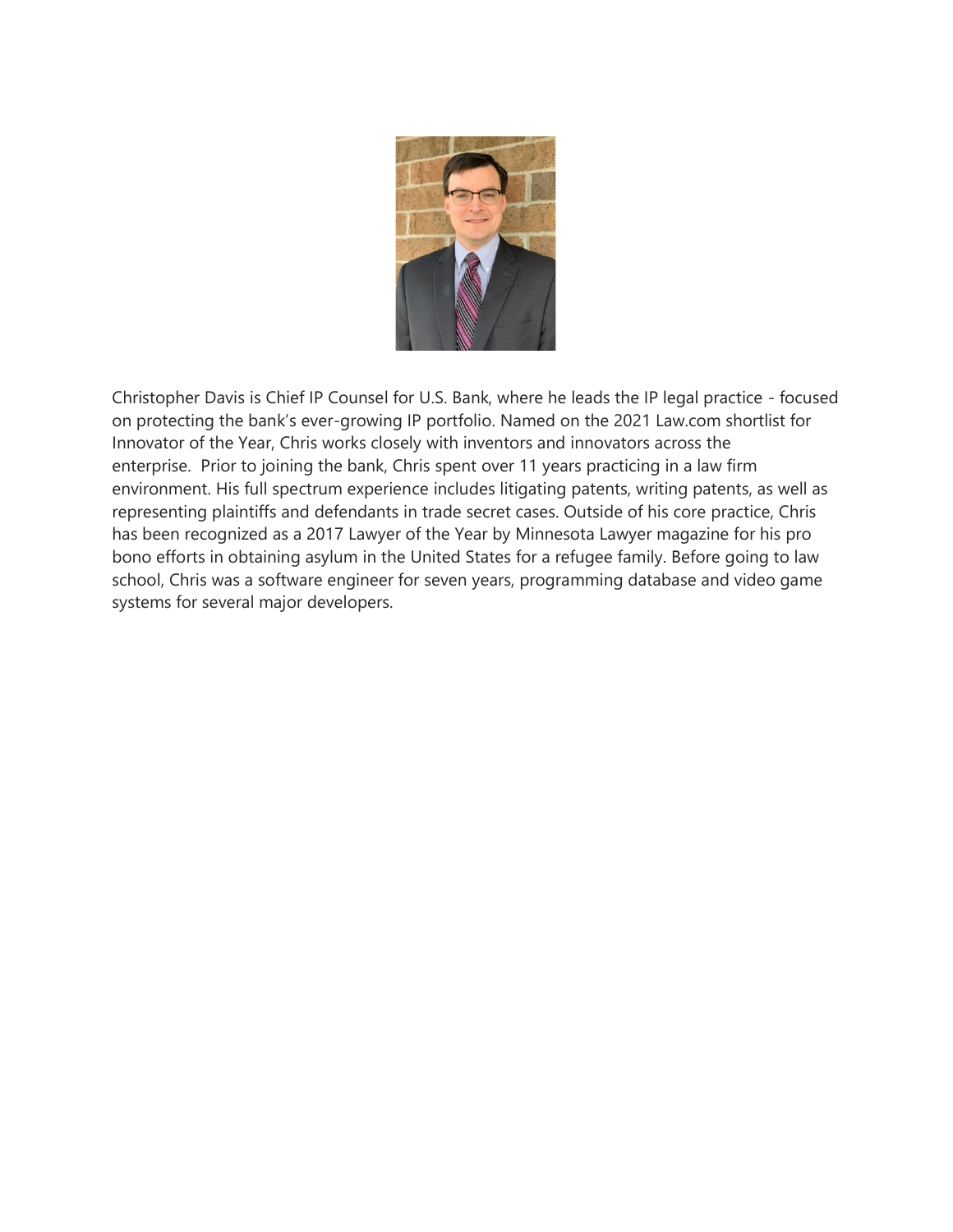Christopher Davis is Chief IP Counsel for U.S. Bank, where he leads the IP legal practice - focused on protecting the bank's ever-growing IP portfolio. Named on the 2021 Law.com shortlist for Innovator of the Year, Chris works closely with inventors and innovators across the enterprise. Prior to joining the bank, Chris spent over 11 years practicing in a law firm environment. His full spectrum experience includes litigating patents, writing patents, as well as representing plaintiffs and defendants in trade secret cases. Outside of his core practice, Chris has been recognized as a 2017 Lawyer of the Year by Minnesota Lawyer magazine for his pro bono efforts in obtaining asylum in the United States for a refugee family. Before going to law school, Chris was a software engineer for seven years, programming database and video game systems for several major developers.